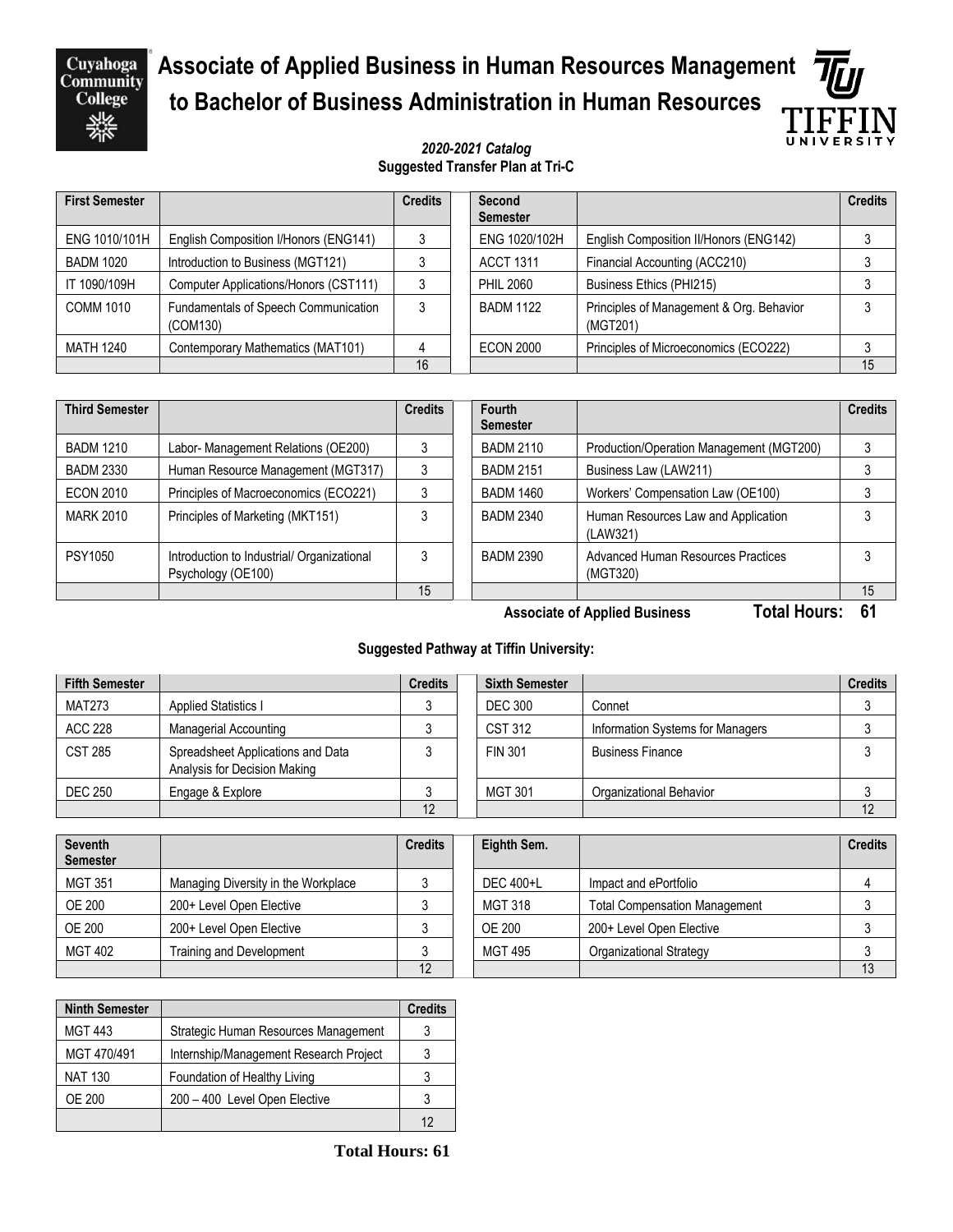# Associate of Applied Business in Human Resources Management to Bachelor of Business Administration in Human Resources

***2020-2021 Catalog***

**Suggested Transfer Plan at Tri-C**

| First Semester | | Credits |
|---|---|---|
| ENG 1010/101H | English Composition I/Honors (ENG141) | 3 |
| BADM 1020 | Introduction to Business (MGT121) | 3 |
| IT 1090/109H | Computer Applications/Honors (CST111) | 3 |
| COMM 1010 | Fundamentals of Speech Communication (COM130) | 3 |
| MATH 1240 | Contemporary Mathematics (MAT101) | 4 |
| | | 16 |

| Second Semester | | Credits |
|---|---|---|
| ENG 1020/102H | English Composition II/Honors (ENG142) | 3 |
| ACCT 1311 | Financial Accounting (ACC210) | 3 |
| PHIL 2060 | Business Ethics (PHI215) | 3 |
| BADM 1122 | Principles of Management & Org. Behavior (MGT201) | 3 |
| ECON 2000 | Principles of Microeconomics (ECO222) | 3 |
| | | 15 |

| Third Semester | | Credits |
|---|---|---|
| BADM 1210 | Labor- Management Relations (OE200) | 3 |
| BADM 2330 | Human Resource Management (MGT317) | 3 |
| ECON 2010 | Principles of Macroeconomics (ECO221) | 3 |
| MARK 2010 | Principles of Marketing (MKT151) | 3 |
| PSY1050 | Introduction to Industrial/ Organizational Psychology (OE100) | 3 |
| | | 15 |

| Fourth Semester | | Credits |
|---|---|---|
| BADM 2110 | Production/Operation Management (MGT200) | 3 |
| BADM 2151 | Business Law (LAW211) | 3 |
| BADM 1460 | Workers' Compensation Law (OE100) | 3 |
| BADM 2340 | Human Resources Law and Application (LAW321) | 3 |
| BADM 2390 | Advanced Human Resources Practices (MGT320) | 3 |
| | | 15 |

**Associate of Applied Business** **Total Hours: 61**

**Suggested Pathway at Tiffin University:**

| Fifth Semester | | Credits |
|---|---|---|
| MAT273 | Applied Statistics I | 3 |
| ACC 228 | Managerial Accounting | 3 |
| CST 285 | Spreadsheet Applications and Data Analysis for Decision Making | 3 |
| DEC 250 | Engage & Explore | 3 |
| | | 12 |

| Sixth Semester | | Credits |
|---|---|---|
| DEC 300 | Connet | 3 |
| CST 312 | Information Systems for Managers | 3 |
| FIN 301 | Business Finance | 3 |
| MGT 301 | Organizational Behavior | 3 |
| | | 12 |

| Seventh Semester | | Credits |
|---|---|---|
| MGT 351 | Managing Diversity in the Workplace | 3 |
| OE 200 | 200+ Level Open Elective | 3 |
| OE 200 | 200+ Level Open Elective | 3 |
| MGT 402 | Training and Development | 3 |
| | | 12 |

| Eighth Sem. | | Credits |
|---|---|---|
| DEC 400+L | Impact and ePortfolio | 4 |
| MGT 318 | Total Compensation Management | 3 |
| OE 200 | 200+ Level Open Elective | 3 |
| MGT 495 | Organizational Strategy | 3 |
| | | 13 |

| Ninth Semester | | Credits |
|---|---|---|
| MGT 443 | Strategic Human Resources Management | 3 |
| MGT 470/491 | Internship/Management Research Project | 3 |
| NAT 130 | Foundation of Healthy Living | 3 |
| OE 200 | 200 – 400 Level Open Elective | 3 |
| | | 12 |

**Total Hours: 61**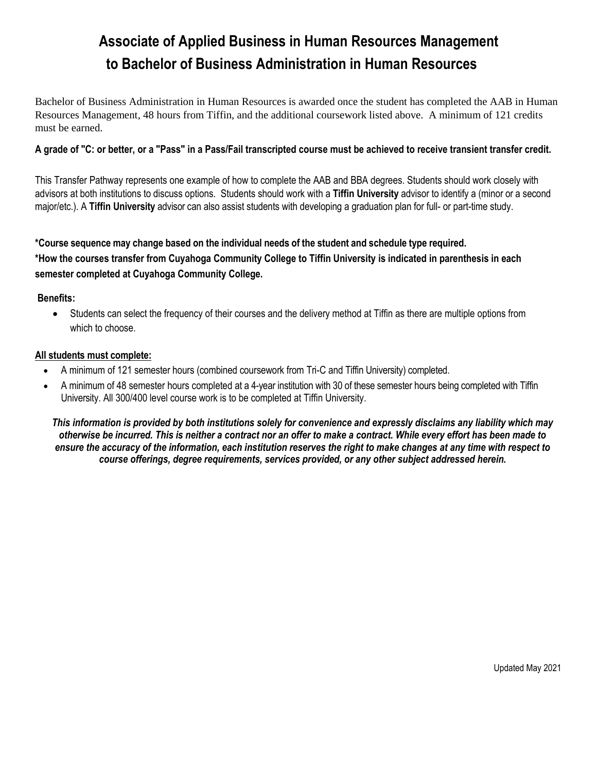# Associate of Applied Business in Human Resources Management to Bachelor of Business Administration in Human Resources

Bachelor of Business Administration in Human Resources is awarded once the student has completed the AAB in Human Resources Management, 48 hours from Tiffin, and the additional coursework listed above. A minimum of 121 credits must be earned.

**A grade of "C: or better, or a "Pass" in a Pass/Fail transcripted course must be achieved to receive transient transfer credit.**

This Transfer Pathway represents one example of how to complete the AAB and BBA degrees. Students should work closely with advisors at both institutions to discuss options. Students should work with a **Tiffin University** advisor to identify a (minor or a second major/etc.). A **Tiffin University** advisor can also assist students with developing a graduation plan for full- or part-time study.

**\*Course sequence may change based on the individual needs of the student and schedule type required.**
**\*How the courses transfer from Cuyahoga Community College to Tiffin University is indicated in parenthesis in each semester completed at Cuyahoga Community College.**

**Benefits:**

- Students can select the frequency of their courses and the delivery method at Tiffin as there are multiple options from which to choose.

**All students must complete:**

- A minimum of 121 semester hours (combined coursework from Tri-C and Tiffin University) completed.
- A minimum of 48 semester hours completed at a 4-year institution with 30 of these semester hours being completed with Tiffin University. All 300/400 level course work is to be completed at Tiffin University.

***This information is provided by both institutions solely for convenience and expressly disclaims any liability which may otherwise be incurred. This is neither a contract nor an offer to make a contract. While every effort has been made to ensure the accuracy of the information, each institution reserves the right to make changes at any time with respect to course offerings, degree requirements, services provided, or any other subject addressed herein.***

Updated May 2021